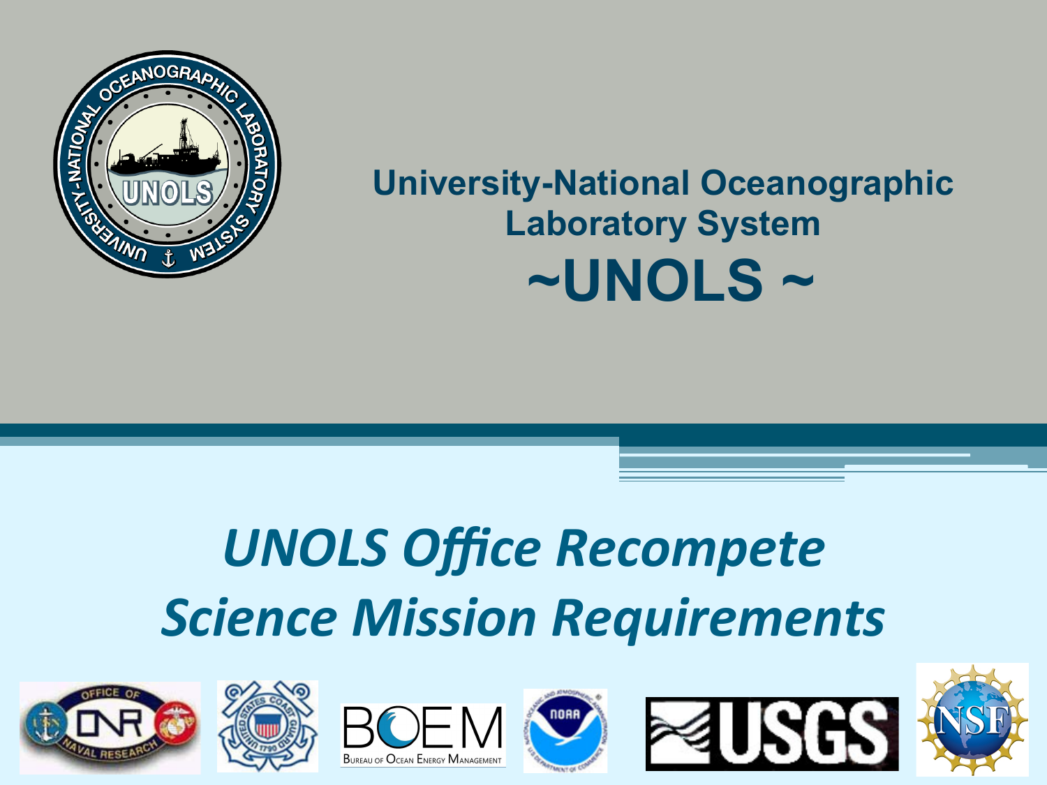# University-National Oceanographic Laboratory System

# ~UNOLS ~

## *UNOLS Office Recompete*

## *Science Mission Requirements*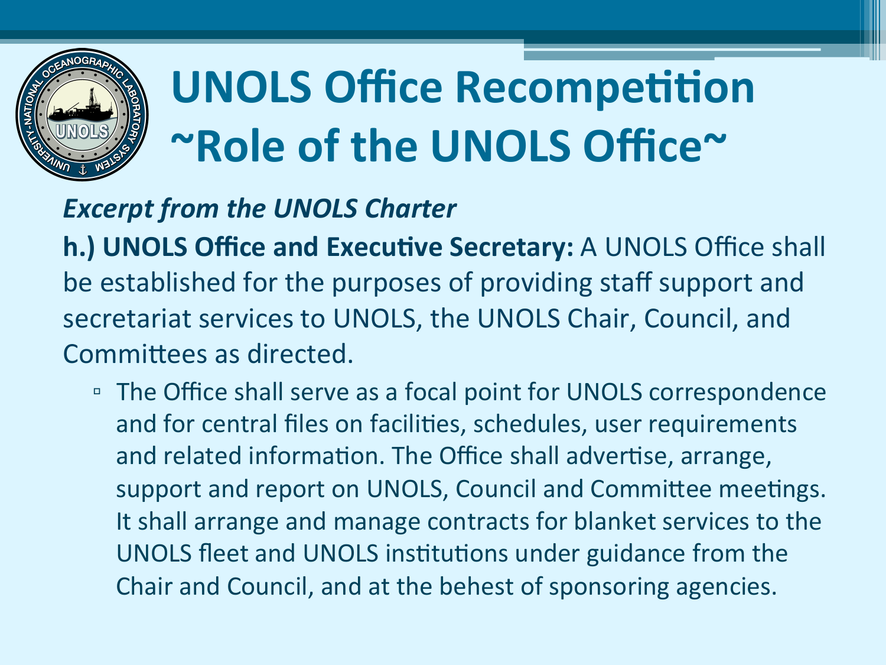# UNOLS Office Recompetition ~Role of the UNOLS Office~

***Excerpt from the UNOLS Charter***

**h.) UNOLS Office and Executive Secretary:** A UNOLS Office shall be established for the purposes of providing staff support and secretariat services to UNOLS, the UNOLS Chair, Council, and Committees as directed.

- The Office shall serve as a focal point for UNOLS correspondence and for central files on facilities, schedules, user requirements and related information. The Office shall advertise, arrange, support and report on UNOLS, Council and Committee meetings. It shall arrange and manage contracts for blanket services to the UNOLS fleet and UNOLS institutions under guidance from the Chair and Council, and at the behest of sponsoring agencies.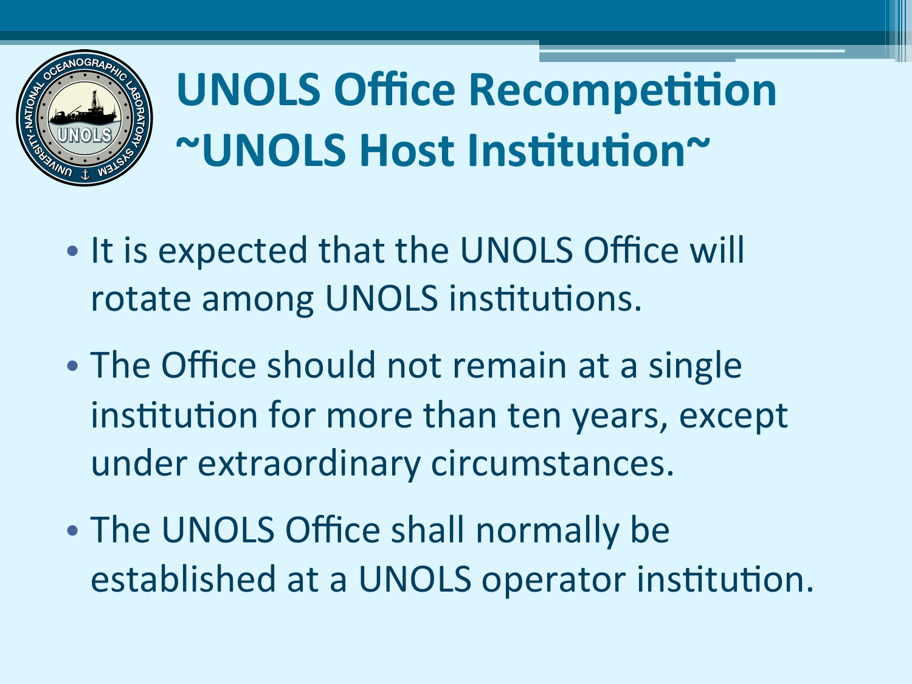# UNOLS Office Recompetition ~UNOLS Host Institution~

- It is expected that the UNOLS Office will rotate among UNOLS institutions.
- The Office should not remain at a single institution for more than ten years, except under extraordinary circumstances.
- The UNOLS Office shall normally be established at a UNOLS operator institution.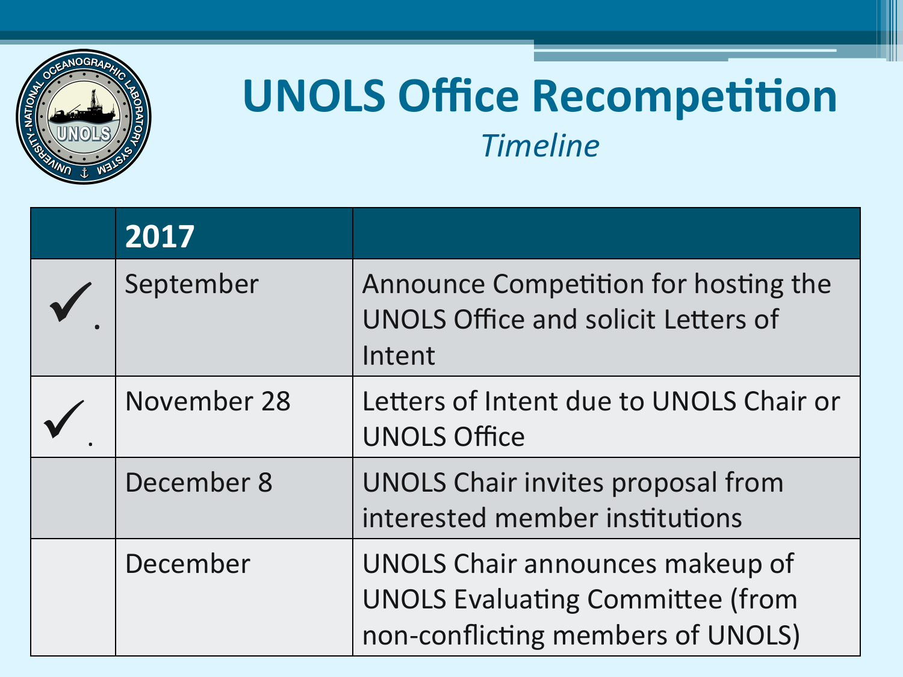# UNOLS Office Recompetition

*Timeline*

| | 2017 | |
|---|---|---|
| ✓. | September | Announce Competition for hosting the UNOLS Office and solicit Letters of Intent |
| ✓. | November 28 | Letters of Intent due to UNOLS Chair or UNOLS Office |
| | December 8 | UNOLS Chair invites proposal from interested member institutions |
| | December | UNOLS Chair announces makeup of UNOLS Evaluating Committee (from non-conflicting members of UNOLS) |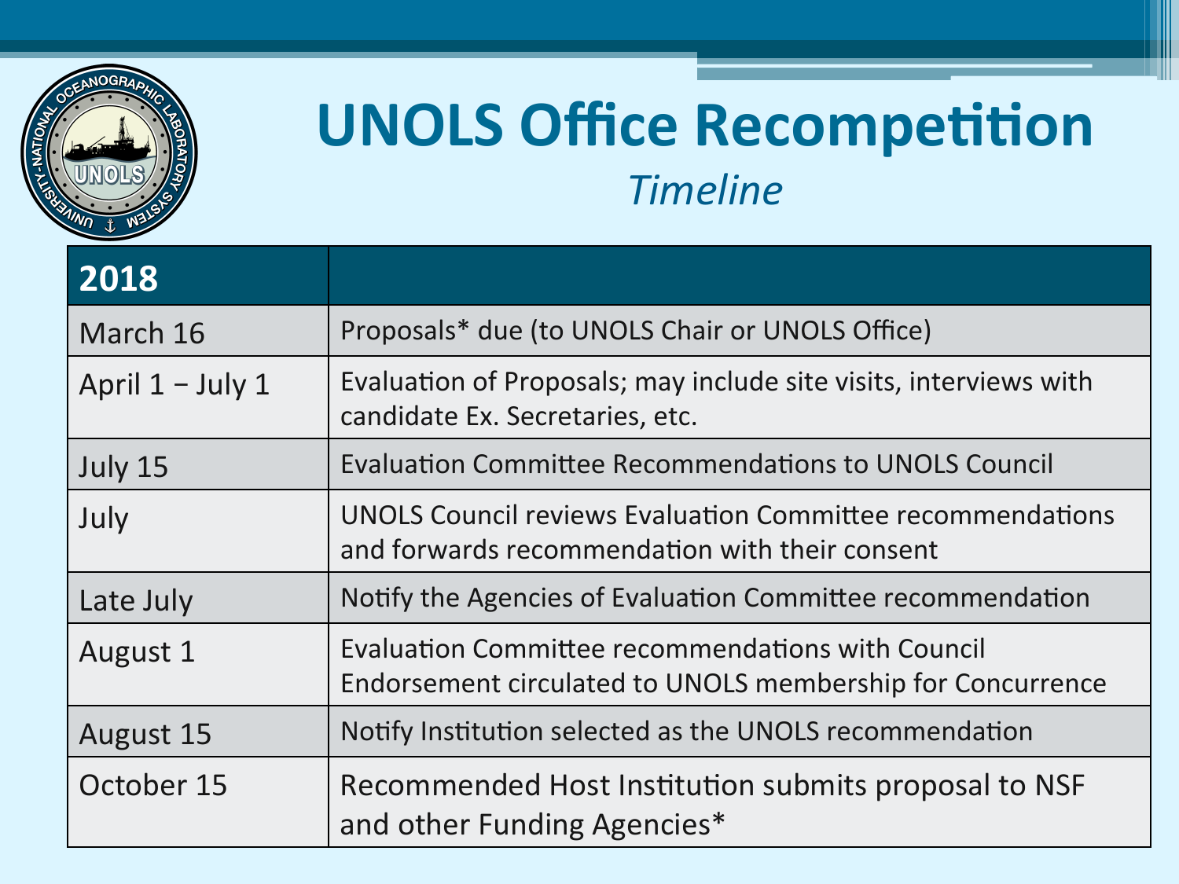# UNOLS Office Recompetition

*Timeline*

| 2018 | |
|---|---|
| March 16 | Proposals* due (to UNOLS Chair or UNOLS Office) |
| April 1 – July 1 | Evaluation of Proposals; may include site visits, interviews with candidate Ex. Secretaries, etc. |
| July 15 | Evaluation Committee Recommendations to UNOLS Council |
| July | UNOLS Council reviews Evaluation Committee recommendations and forwards recommendation with their consent |
| Late July | Notify the Agencies of Evaluation Committee recommendation |
| August 1 | Evaluation Committee recommendations with Council Endorsement circulated to UNOLS membership for Concurrence |
| August 15 | Notify Institution selected as the UNOLS recommendation |
| October 15 | Recommended Host Institution submits proposal to NSF and other Funding Agencies* |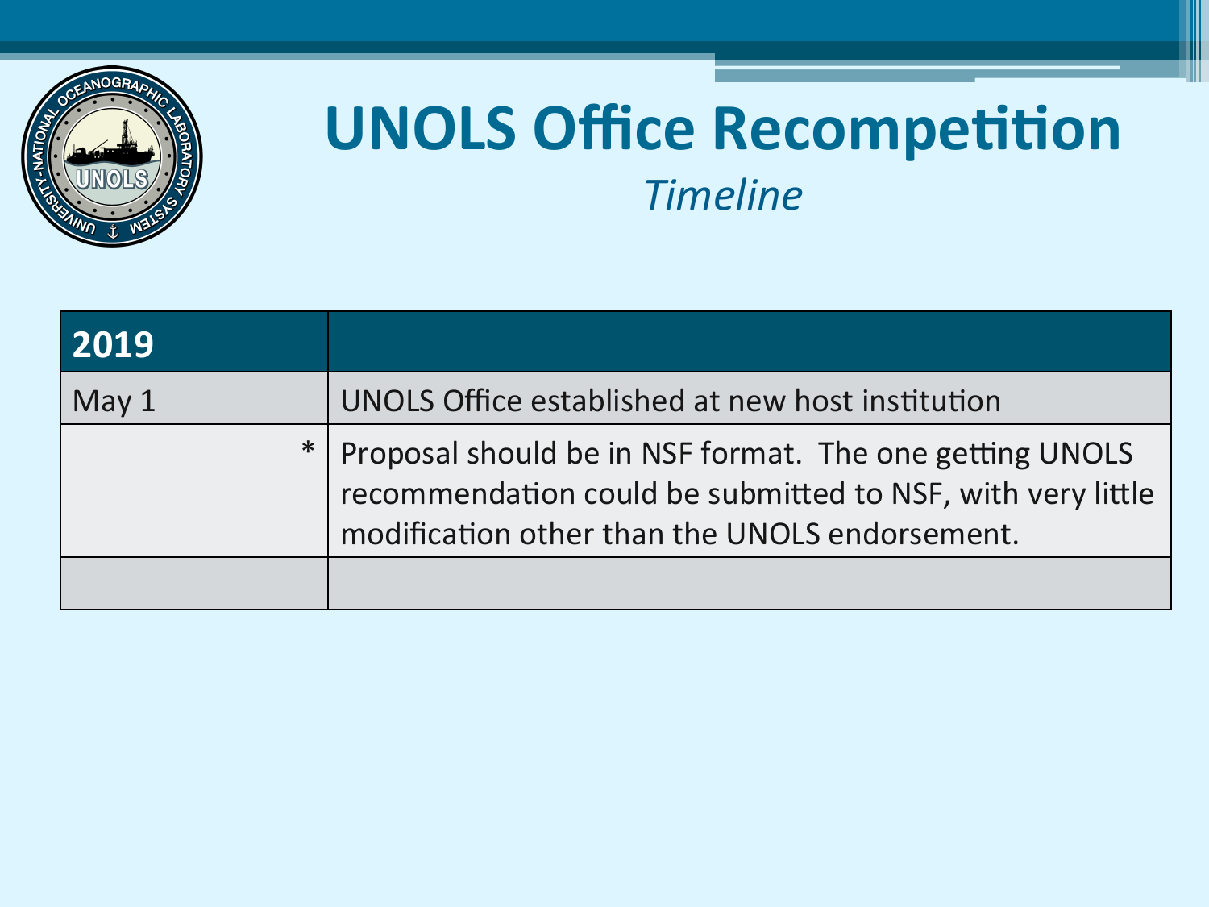# UNOLS Office Recompetition

*Timeline*

| 2019 | |
|---|---|
| May 1 | UNOLS Office established at new host institution |
| * | Proposal should be in NSF format. The one getting UNOLS recommendation could be submitted to NSF, with very little modification other than the UNOLS endorsement. |
| | |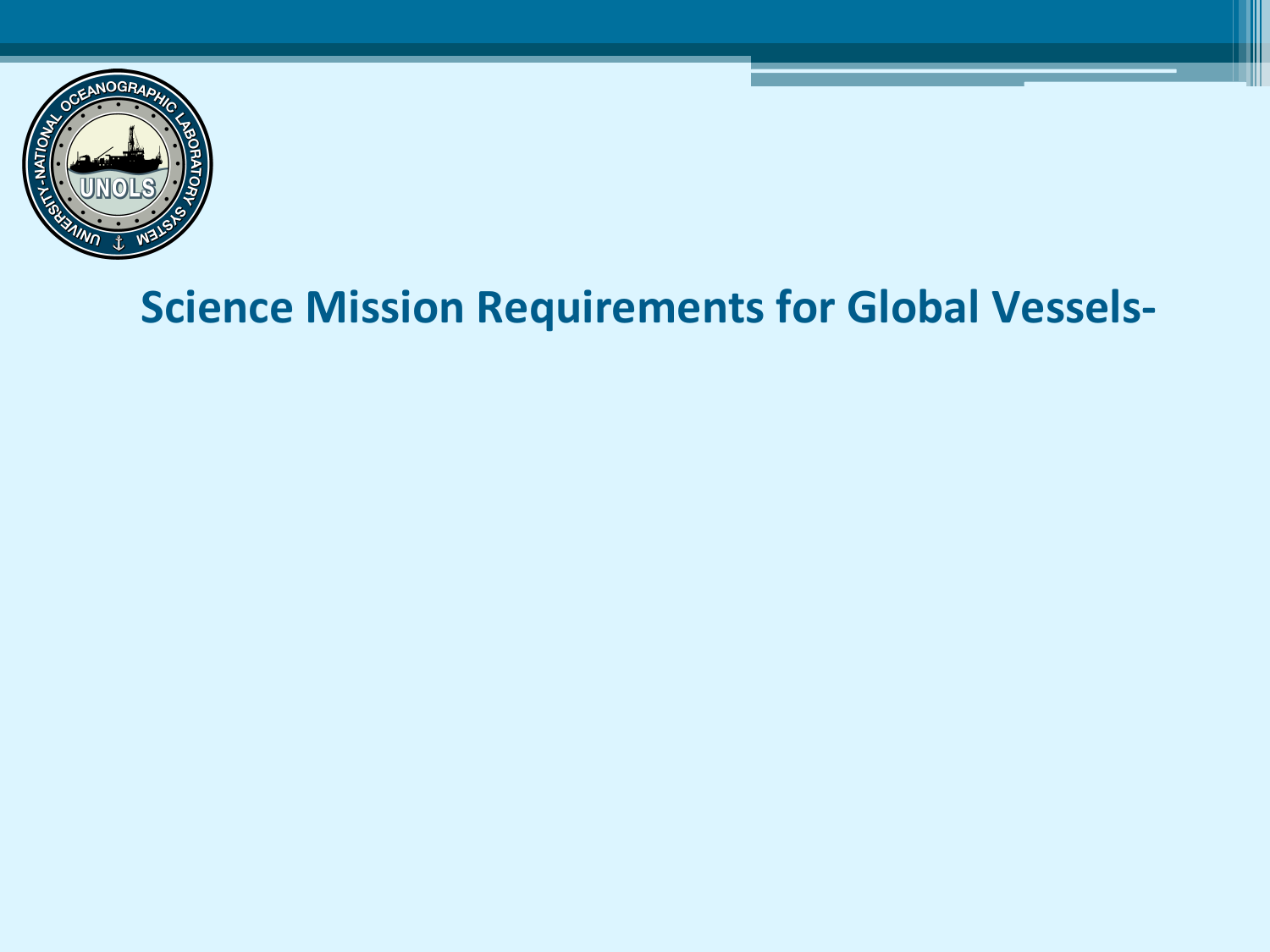# Science Mission Requirements for Global Vessels-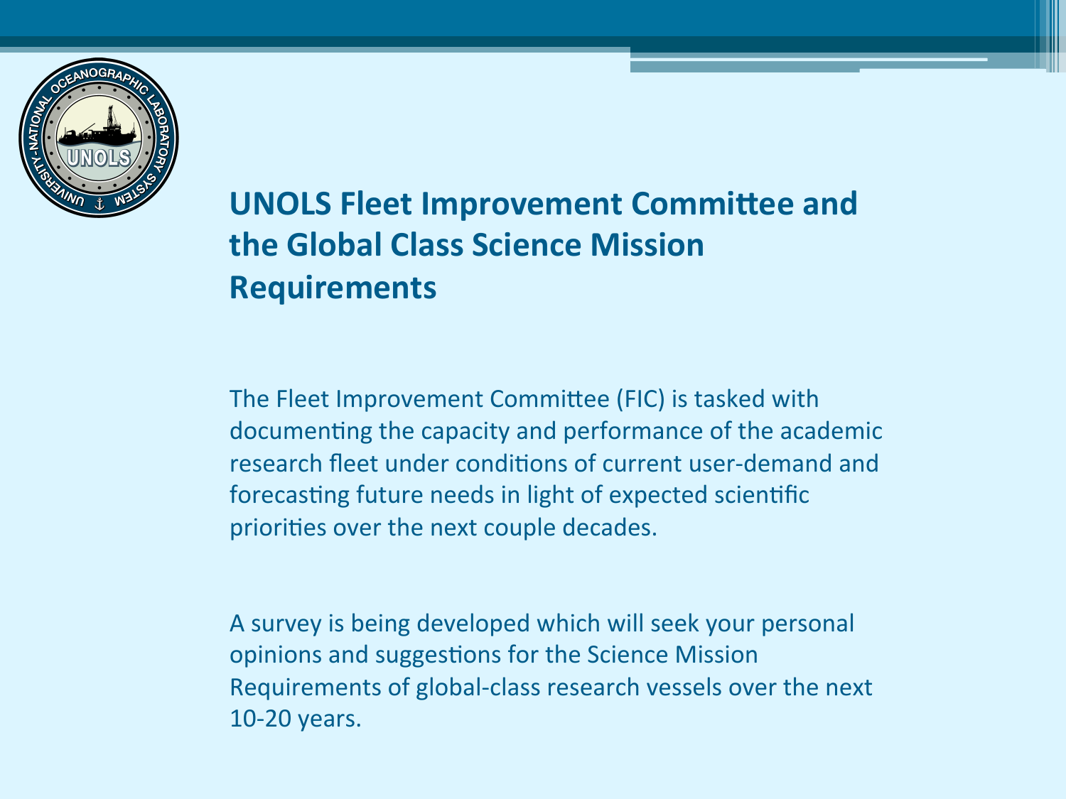# UNOLS Fleet Improvement Committee and the Global Class Science Mission Requirements

The Fleet Improvement Committee (FIC) is tasked with documenting the capacity and performance of the academic research fleet under conditions of current user-demand and forecasting future needs in light of expected scientific priorities over the next couple decades.

A survey is being developed which will seek your personal opinions and suggestions for the Science Mission Requirements of global-class research vessels over the next 10-20 years.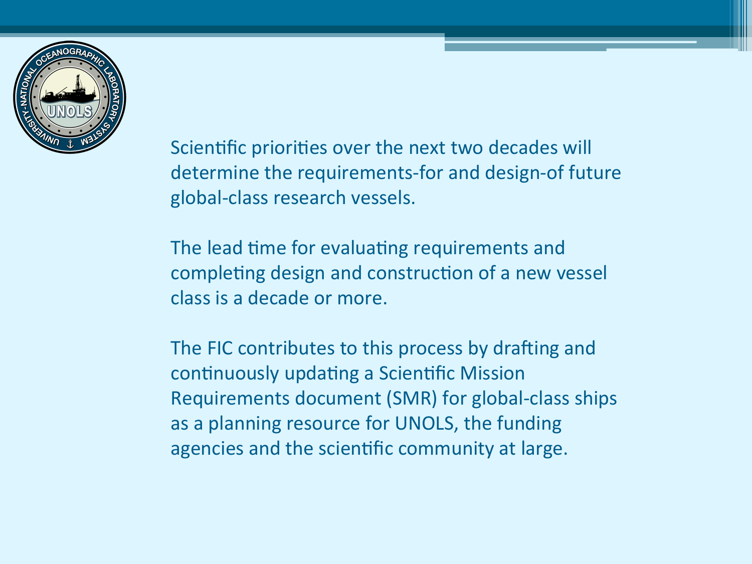Scientific priorities over the next two decades will determine the requirements-for and design-of future global-class research vessels.

The lead time for evaluating requirements and completing design and construction of a new vessel class is a decade or more.

The FIC contributes to this process by drafting and continuously updating a Scientific Mission Requirements document (SMR) for global-class ships as a planning resource for UNOLS, the funding agencies and the scientific community at large.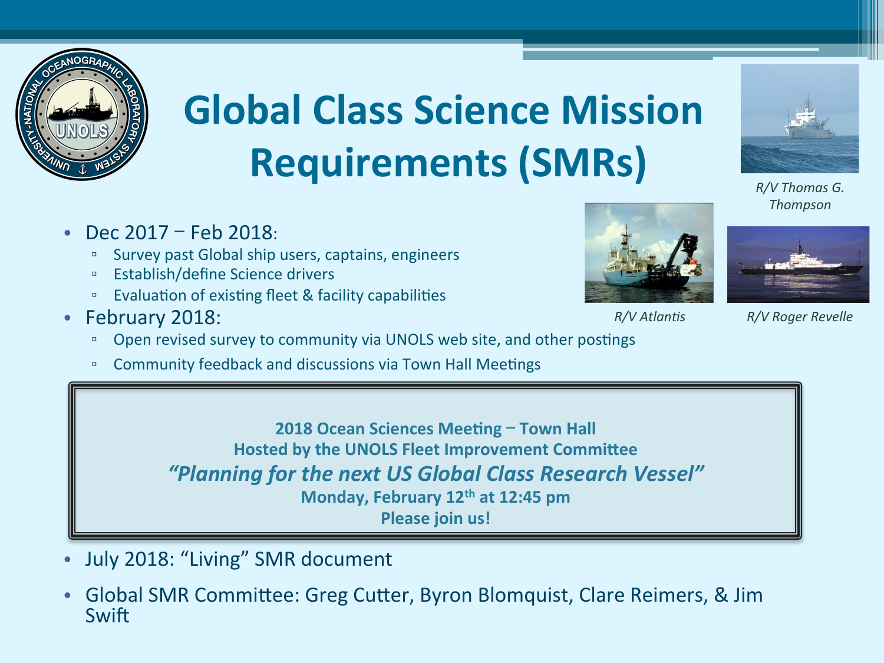# Global Class Science Mission Requirements (SMRs)

*R/V Thomas G. Thompson*

*R/V Atlantis*

*R/V Roger Revelle*

- Dec 2017 – Feb 2018:
  - Survey past Global ship users, captains, engineers
  - Establish/define Science drivers
  - Evaluation of existing fleet & facility capabilities
- February 2018:
  - Open revised survey to community via UNOLS web site, and other postings
  - Community feedback and discussions via Town Hall Meetings

**2018 Ocean Sciences Meeting – Town Hall**
**Hosted by the UNOLS Fleet Improvement Committee**
***"Planning for the next US Global Class Research Vessel"***
**Monday, February 12th at 12:45 pm**
**Please join us!**

- July 2018: "Living" SMR document
- Global SMR Committee: Greg Cutter, Byron Blomquist, Clare Reimers, & Jim Swift